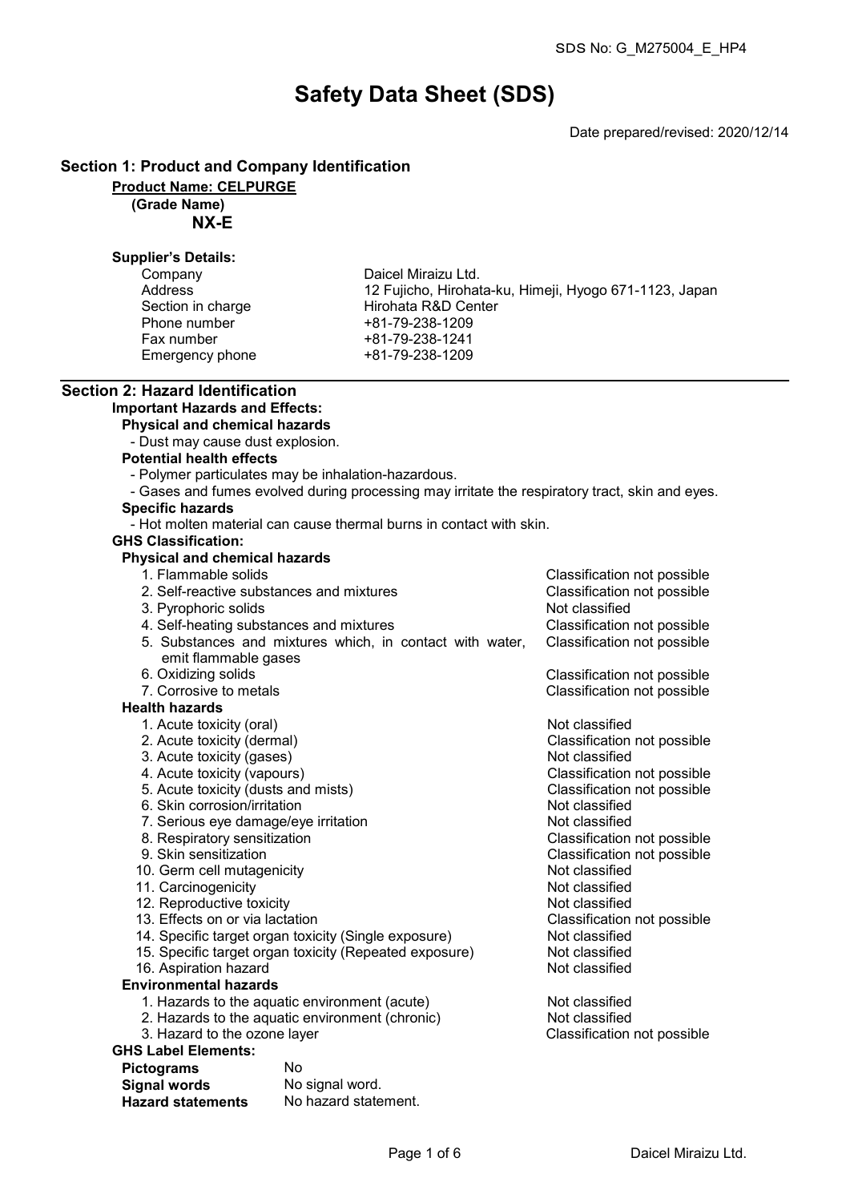SDS No: G_M275004_E_HP4

# Safety Data Sheet (SDS)

Date prepared/revised: 2020/12/14

## Section 1: Product and Company Identification

**Product Name: CELPURGE**

**(Grade Name)**

**NX-E**

**Supplier's Details:**

| | |
|---|---|
| Company | Daicel Miraizu Ltd. |
| Address | 12 Fujicho, Hirohata-ku, Himeji, Hyogo 671-1123, Japan |
| Section in charge | Hirohata R&D Center |
| Phone number | +81-79-238-1209 |
| Fax number | +81-79-238-1241 |
| Emergency phone | +81-79-238-1209 |

## Section 2: Hazard Identification

**Important Hazards and Effects:**

**Physical and chemical hazards**

- Dust may cause dust explosion.

**Potential health effects**

- Polymer particulates may be inhalation-hazardous.
- Gases and fumes evolved during processing may irritate the respiratory tract, skin and eyes.

**Specific hazards**

- Hot molten material can cause thermal burns in contact with skin.

**GHS Classification:**

**Physical and chemical hazards**

| | |
|---|---|
| 1. Flammable solids | Classification not possible |
| 2. Self-reactive substances and mixtures | Classification not possible |
| 3. Pyrophoric solids | Not classified |
| 4. Self-heating substances and mixtures | Classification not possible |
| 5. Substances and mixtures which, in contact with water, emit flammable gases | Classification not possible |
| 6. Oxidizing solids | Classification not possible |
| 7. Corrosive to metals | Classification not possible |

**Health hazards**

| | |
|---|---|
| 1. Acute toxicity (oral) | Not classified |
| 2. Acute toxicity (dermal) | Classification not possible |
| 3. Acute toxicity (gases) | Not classified |
| 4. Acute toxicity (vapours) | Classification not possible |
| 5. Acute toxicity (dusts and mists) | Classification not possible |
| 6. Skin corrosion/irritation | Not classified |
| 7. Serious eye damage/eye irritation | Not classified |
| 8. Respiratory sensitization | Classification not possible |
| 9. Skin sensitization | Classification not possible |
| 10. Germ cell mutagenicity | Not classified |
| 11. Carcinogenicity | Not classified |
| 12. Reproductive toxicity | Not classified |
| 13. Effects on or via lactation | Classification not possible |
| 14. Specific target organ toxicity (Single exposure) | Not classified |
| 15. Specific target organ toxicity (Repeated exposure) | Not classified |
| 16. Aspiration hazard | Not classified |

**Environmental hazards**

| | |
|---|---|
| 1. Hazards to the aquatic environment (acute) | Not classified |
| 2. Hazards to the aquatic environment (chronic) | Not classified |
| 3. Hazard to the ozone layer | Classification not possible |

**GHS Label Elements:**

| | |
|---|---|
| **Pictograms** | No |
| **Signal words** | No signal word. |
| **Hazard statements** | No hazard statement. |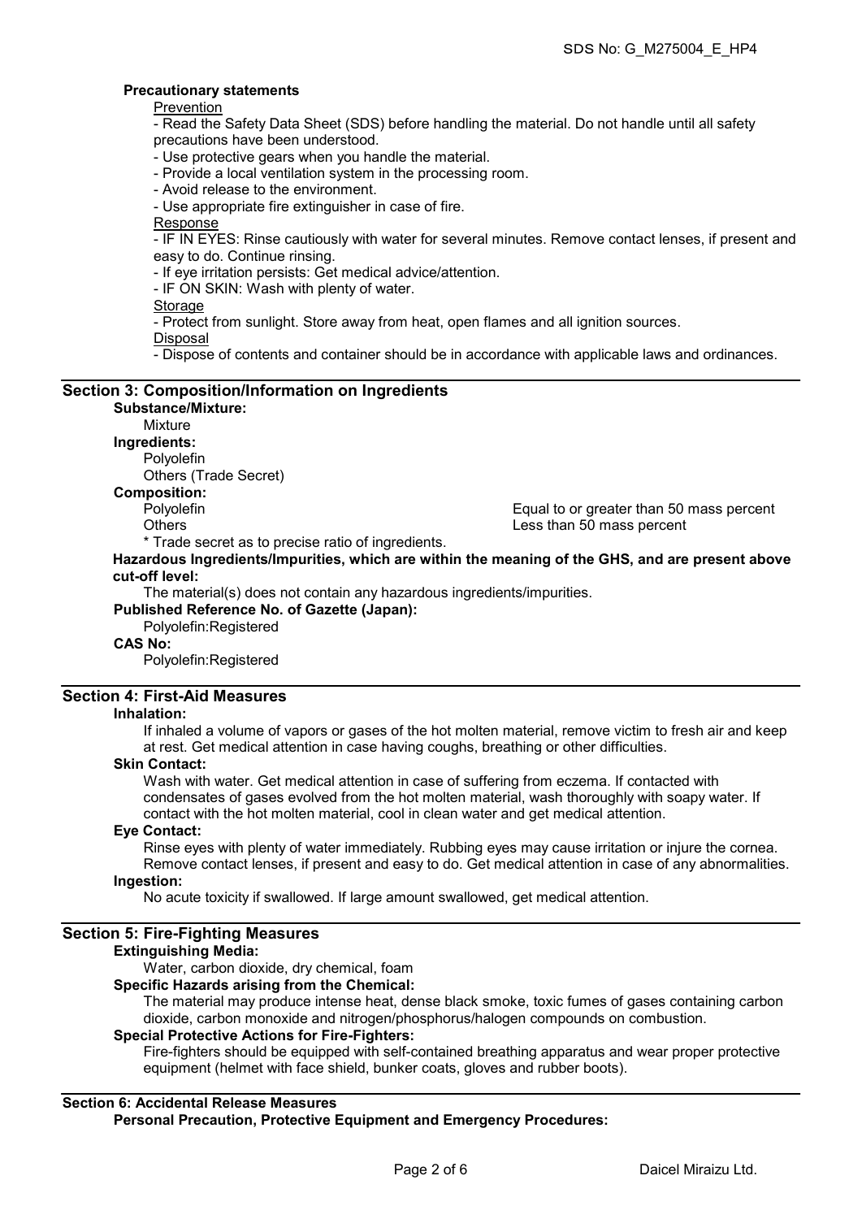**Precautionary statements**

Prevention

- Read the Safety Data Sheet (SDS) before handling the material. Do not handle until all safety precautions have been understood.
- Use protective gears when you handle the material.
- Provide a local ventilation system in the processing room.
- Avoid release to the environment.
- Use appropriate fire extinguisher in case of fire.

Response

- IF IN EYES: Rinse cautiously with water for several minutes. Remove contact lenses, if present and easy to do. Continue rinsing.
- If eye irritation persists: Get medical advice/attention.
- IF ON SKIN: Wash with plenty of water.

Storage

- Protect from sunlight. Store away from heat, open flames and all ignition sources.

Disposal

- Dispose of contents and container should be in accordance with applicable laws and ordinances.

## Section 3: Composition/Information on Ingredients

**Substance/Mixture:**

Mixture

**Ingredients:**

Polyolefin
Others (Trade Secret)

**Composition:**

| | |
|---|---|
| Polyolefin | Equal to or greater than 50 mass percent |
| Others | Less than 50 mass percent |

* Trade secret as to precise ratio of ingredients.

**Hazardous Ingredients/Impurities, which are within the meaning of the GHS, and are present above cut-off level:**

The material(s) does not contain any hazardous ingredients/impurities.

**Published Reference No. of Gazette (Japan):**

Polyolefin:Registered

**CAS No:**

Polyolefin:Registered

## Section 4: First-Aid Measures

**Inhalation:**

If inhaled a volume of vapors or gases of the hot molten material, remove victim to fresh air and keep at rest. Get medical attention in case having coughs, breathing or other difficulties.

**Skin Contact:**

Wash with water. Get medical attention in case of suffering from eczema. If contacted with condensates of gases evolved from the hot molten material, wash thoroughly with soapy water. If contact with the hot molten material, cool in clean water and get medical attention.

**Eye Contact:**

Rinse eyes with plenty of water immediately. Rubbing eyes may cause irritation or injure the cornea. Remove contact lenses, if present and easy to do. Get medical attention in case of any abnormalities.

**Ingestion:**

No acute toxicity if swallowed. If large amount swallowed, get medical attention.

## Section 5: Fire-Fighting Measures

**Extinguishing Media:**

Water, carbon dioxide, dry chemical, foam

**Specific Hazards arising from the Chemical:**

The material may produce intense heat, dense black smoke, toxic fumes of gases containing carbon dioxide, carbon monoxide and nitrogen/phosphorus/halogen compounds on combustion.

**Special Protective Actions for Fire-Fighters:**

Fire-fighters should be equipped with self-contained breathing apparatus and wear proper protective equipment (helmet with face shield, bunker coats, gloves and rubber boots).

## Section 6: Accidental Release Measures

**Personal Precaution, Protective Equipment and Emergency Procedures:**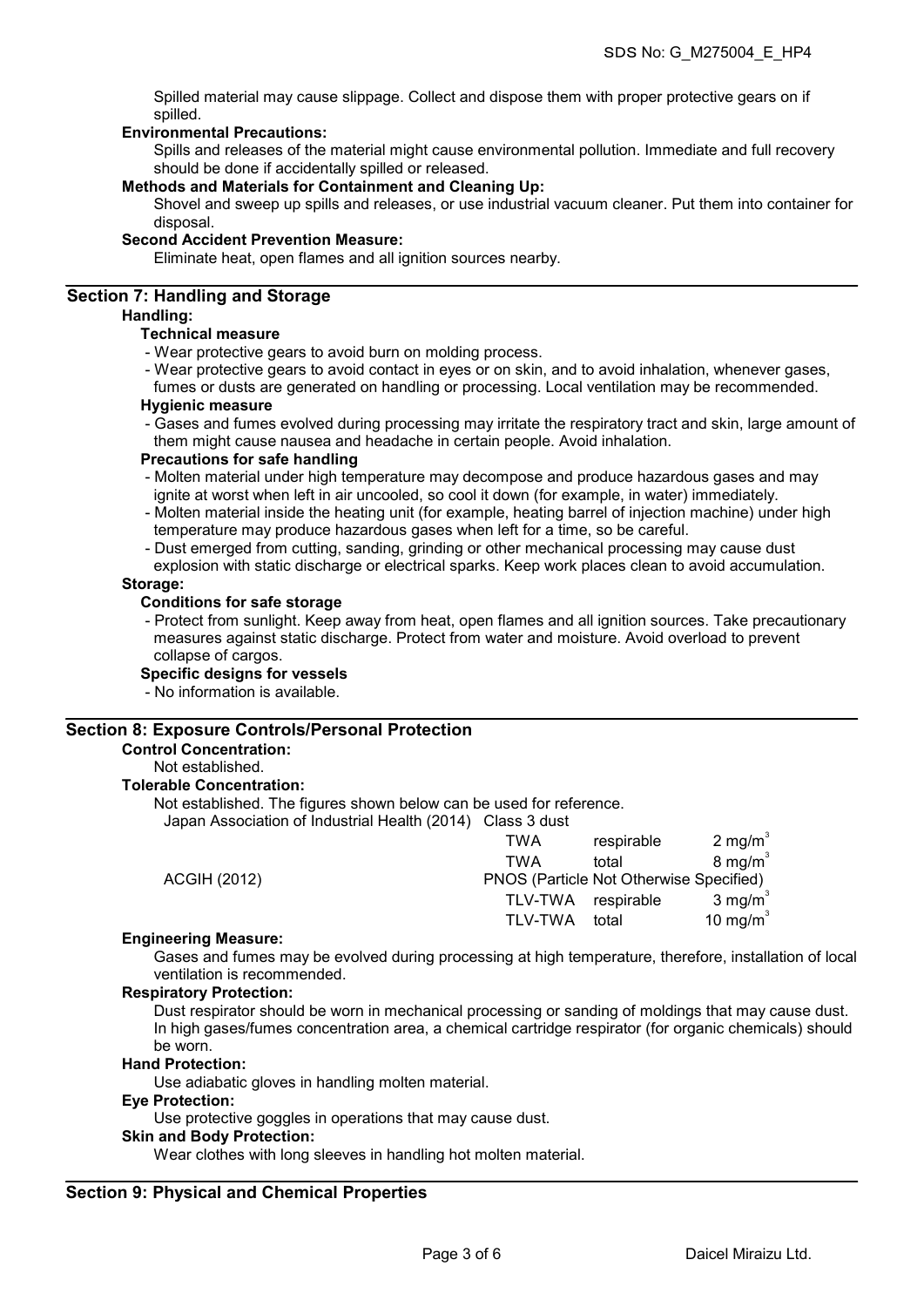Spilled material may cause slippage. Collect and dispose them with proper protective gears on if spilled.

**Environmental Precautions:**

Spills and releases of the material might cause environmental pollution. Immediate and full recovery should be done if accidentally spilled or released.

**Methods and Materials for Containment and Cleaning Up:**

Shovel and sweep up spills and releases, or use industrial vacuum cleaner. Put them into container for disposal.

**Second Accident Prevention Measure:**

Eliminate heat, open flames and all ignition sources nearby.

## Section 7: Handling and Storage

**Handling:**

**Technical measure**

- Wear protective gears to avoid burn on molding process.
- Wear protective gears to avoid contact in eyes or on skin, and to avoid inhalation, whenever gases, fumes or dusts are generated on handling or processing. Local ventilation may be recommended.

**Hygienic measure**

- Gases and fumes evolved during processing may irritate the respiratory tract and skin, large amount of them might cause nausea and headache in certain people. Avoid inhalation.

**Precautions for safe handling**

- Molten material under high temperature may decompose and produce hazardous gases and may ignite at worst when left in air uncooled, so cool it down (for example, in water) immediately.
- Molten material inside the heating unit (for example, heating barrel of injection machine) under high temperature may produce hazardous gases when left for a time, so be careful.
- Dust emerged from cutting, sanding, grinding or other mechanical processing may cause dust explosion with static discharge or electrical sparks. Keep work places clean to avoid accumulation.

**Storage:**

**Conditions for safe storage**

- Protect from sunlight. Keep away from heat, open flames and all ignition sources. Take precautionary measures against static discharge. Protect from water and moisture. Avoid overload to prevent collapse of cargos.

**Specific designs for vessels**

- No information is available.

## Section 8: Exposure Controls/Personal Protection

**Control Concentration:**

Not established.

**Tolerable Concentration:**

Not established. The figures shown below can be used for reference.

| | | | |
|---|---|---|---|
| Japan Association of Industrial Health (2014) | Class 3 dust | | |
| | TWA | respirable | 2 mg/m$^3$ |
| | TWA | total | 8 mg/m$^3$ |
| ACGIH (2012) | PNOS (Particle Not Otherwise Specified) | | |
| | TLV-TWA | respirable | 3 mg/m$^3$ |
| | TLV-TWA | total | 10 mg/m$^3$ |

**Engineering Measure:**

Gases and fumes may be evolved during processing at high temperature, therefore, installation of local ventilation is recommended.

**Respiratory Protection:**

Dust respirator should be worn in mechanical processing or sanding of moldings that may cause dust. In high gases/fumes concentration area, a chemical cartridge respirator (for organic chemicals) should be worn.

**Hand Protection:**

Use adiabatic gloves in handling molten material.

**Eye Protection:**

Use protective goggles in operations that may cause dust.

**Skin and Body Protection:**

Wear clothes with long sleeves in handling hot molten material.

## Section 9: Physical and Chemical Properties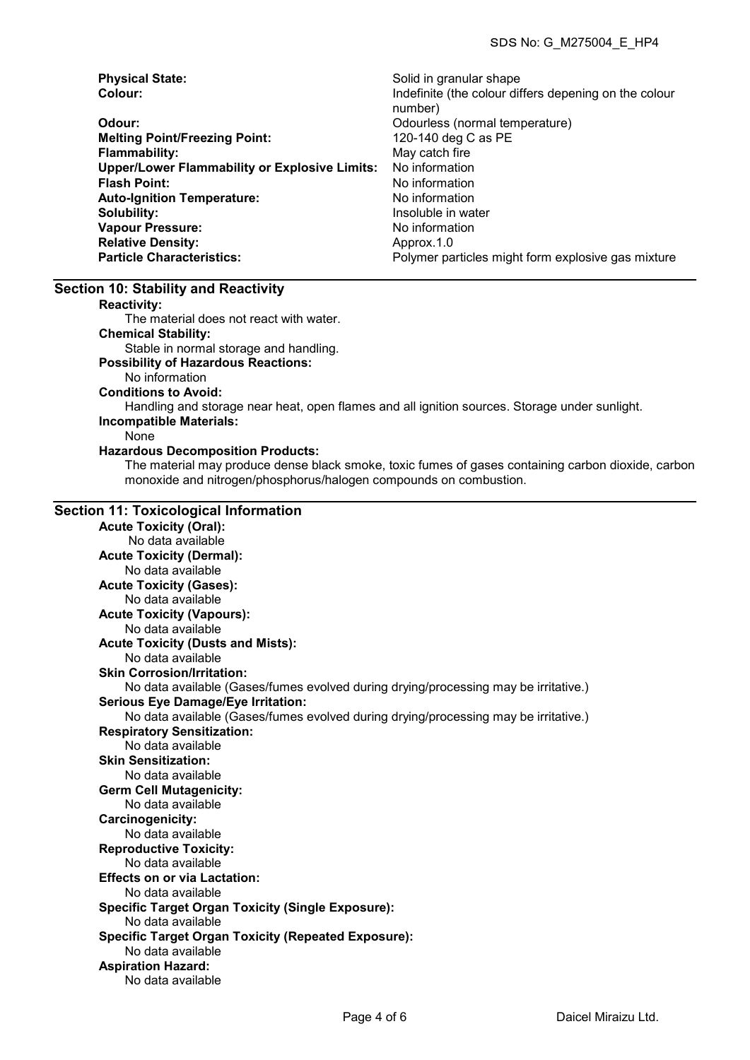**Physical State:** Solid in granular shape

**Colour:** Indefinite (the colour differs depening on the colour number)

**Odour:** Odourless (normal temperature)

**Melting Point/Freezing Point:** 120-140 deg C as PE

**Flammability:** May catch fire

**Upper/Lower Flammability or Explosive Limits:** No information

**Flash Point:** No information

**Auto-Ignition Temperature:** No information

**Solubility:** Insoluble in water

**Vapour Pressure:** No information

**Relative Density:** Approx.1.0

**Particle Characteristics:** Polymer particles might form explosive gas mixture

## Section 10: Stability and Reactivity

**Reactivity:**
The material does not react with water.

**Chemical Stability:**
Stable in normal storage and handling.

**Possibility of Hazardous Reactions:**
No information

**Conditions to Avoid:**
Handling and storage near heat, open flames and all ignition sources. Storage under sunlight.

**Incompatible Materials:**
None

**Hazardous Decomposition Products:**
The material may produce dense black smoke, toxic fumes of gases containing carbon dioxide, carbon monoxide and nitrogen/phosphorus/halogen compounds on combustion.

## Section 11: Toxicological Information

**Acute Toxicity (Oral):**
No data available

**Acute Toxicity (Dermal):**
No data available

**Acute Toxicity (Gases):**
No data available

**Acute Toxicity (Vapours):**
No data available

**Acute Toxicity (Dusts and Mists):**
No data available

**Skin Corrosion/Irritation:**
No data available (Gases/fumes evolved during drying/processing may be irritative.)

**Serious Eye Damage/Eye Irritation:**
No data available (Gases/fumes evolved during drying/processing may be irritative.)

**Respiratory Sensitization:**
No data available

**Skin Sensitization:**
No data available

**Germ Cell Mutagenicity:**
No data available

**Carcinogenicity:**
No data available

**Reproductive Toxicity:**
No data available

**Effects on or via Lactation:**
No data available

**Specific Target Organ Toxicity (Single Exposure):**
No data available

**Specific Target Organ Toxicity (Repeated Exposure):**
No data available

**Aspiration Hazard:**
No data available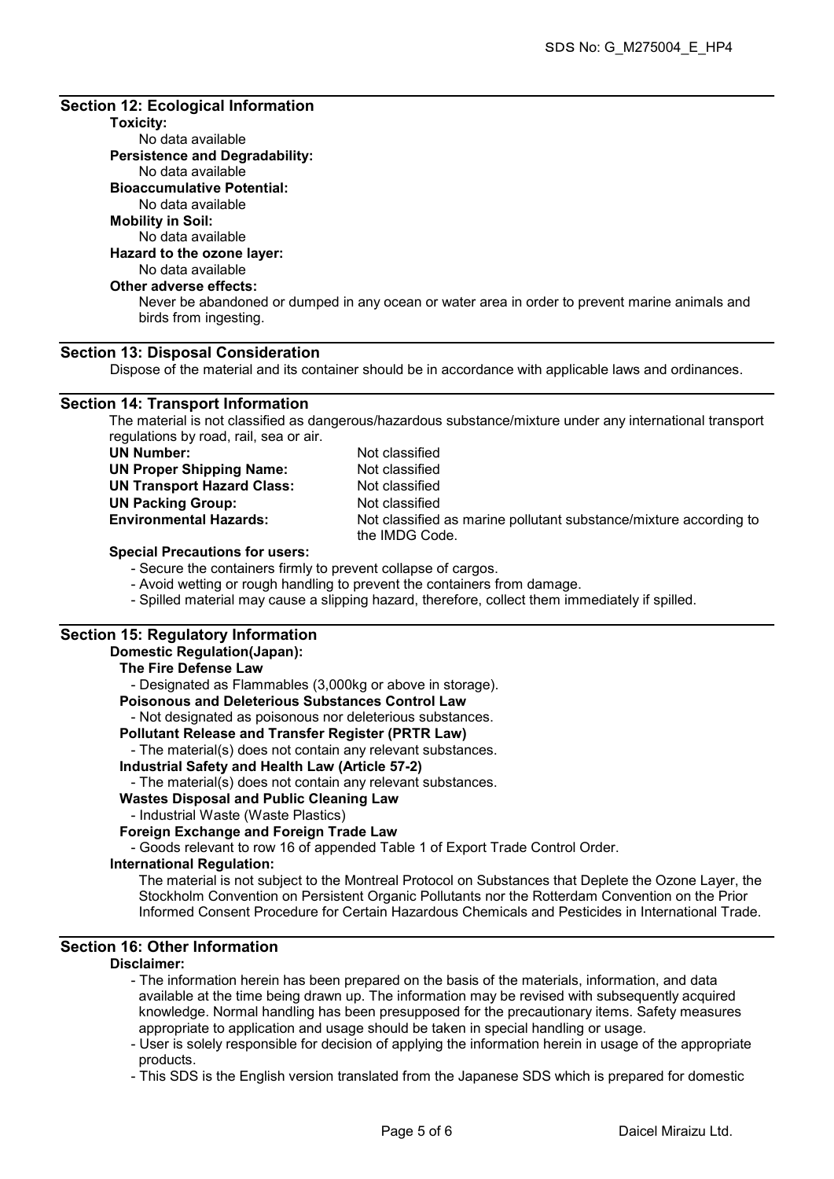## Section 12: Ecological Information

**Toxicity:**
No data available

**Persistence and Degradability:**
No data available

**Bioaccumulative Potential:**
No data available

**Mobility in Soil:**
No data available

**Hazard to the ozone layer:**
No data available

**Other adverse effects:**
Never be abandoned or dumped in any ocean or water area in order to prevent marine animals and birds from ingesting.

## Section 13: Disposal Consideration

Dispose of the material and its container should be in accordance with applicable laws and ordinances.

## Section 14: Transport Information

The material is not classified as dangerous/hazardous substance/mixture under any international transport regulations by road, rail, sea or air.

| | |
|---|---|
| **UN Number:** | Not classified |
| **UN Proper Shipping Name:** | Not classified |
| **UN Transport Hazard Class:** | Not classified |
| **UN Packing Group:** | Not classified |
| **Environmental Hazards:** | Not classified as marine pollutant substance/mixture according to the IMDG Code. |

**Special Precautions for users:**

- Secure the containers firmly to prevent collapse of cargos.
- Avoid wetting or rough handling to prevent the containers from damage.
- Spilled material may cause a slipping hazard, therefore, collect them immediately if spilled.

## Section 15: Regulatory Information

**Domestic Regulation(Japan):**

**The Fire Defense Law**
- Designated as Flammables (3,000kg or above in storage).

**Poisonous and Deleterious Substances Control Law**
- Not designated as poisonous nor deleterious substances.

**Pollutant Release and Transfer Register (PRTR Law)**
- The material(s) does not contain any relevant substances.

**Industrial Safety and Health Law (Article 57-2)**
- The material(s) does not contain any relevant substances.

**Wastes Disposal and Public Cleaning Law**
- Industrial Waste (Waste Plastics)

**Foreign Exchange and Foreign Trade Law**
- Goods relevant to row 16 of appended Table 1 of Export Trade Control Order.

**International Regulation:**
The material is not subject to the Montreal Protocol on Substances that Deplete the Ozone Layer, the Stockholm Convention on Persistent Organic Pollutants nor the Rotterdam Convention on the Prior Informed Consent Procedure for Certain Hazardous Chemicals and Pesticides in International Trade.

## Section 16: Other Information

**Disclaimer:**

- The information herein has been prepared on the basis of the materials, information, and data available at the time being drawn up. The information may be revised with subsequently acquired knowledge. Normal handling has been presupposed for the precautionary items. Safety measures appropriate to application and usage should be taken in special handling or usage.
- User is solely responsible for decision of applying the information herein in usage of the appropriate products.
- This SDS is the English version translated from the Japanese SDS which is prepared for domestic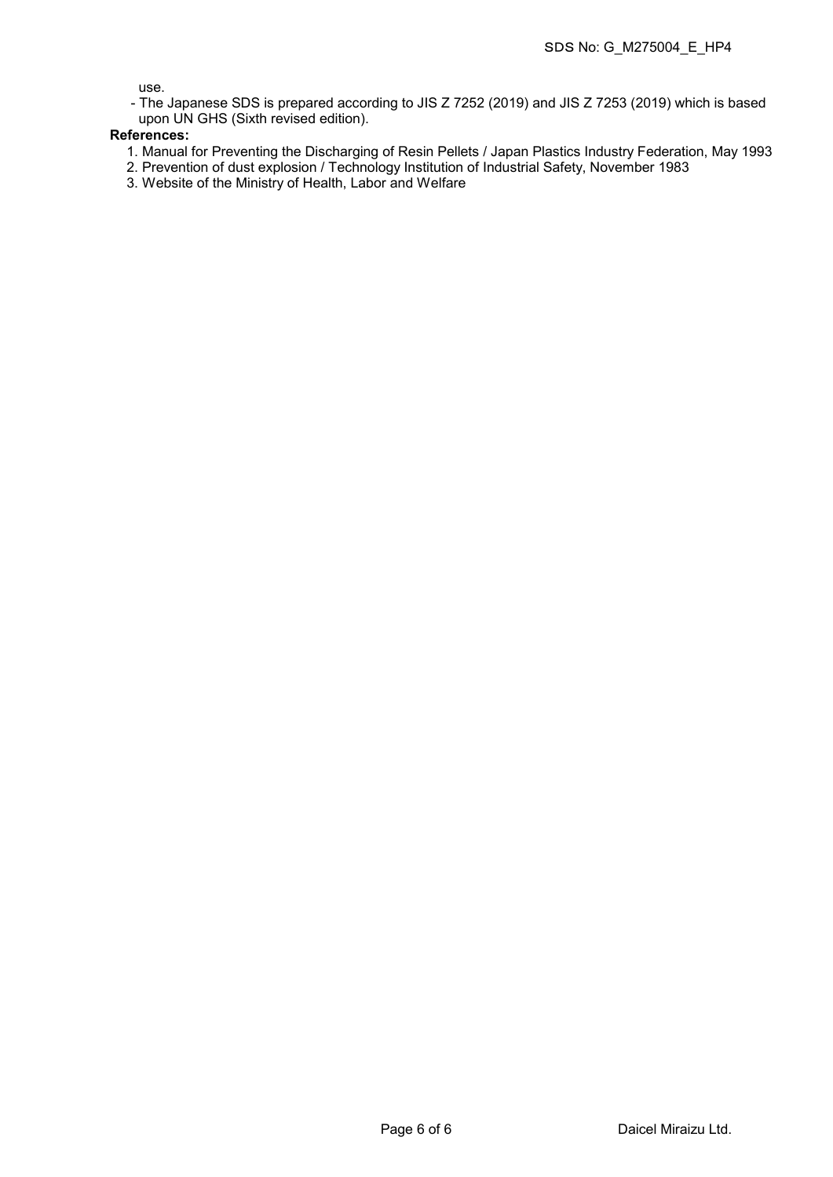use.

- The Japanese SDS is prepared according to JIS Z 7252 (2019) and JIS Z 7253 (2019) which is based upon UN GHS (Sixth revised edition).

**References:**

1. Manual for Preventing the Discharging of Resin Pellets / Japan Plastics Industry Federation, May 1993
2. Prevention of dust explosion / Technology Institution of Industrial Safety, November 1983
3. Website of the Ministry of Health, Labor and Welfare